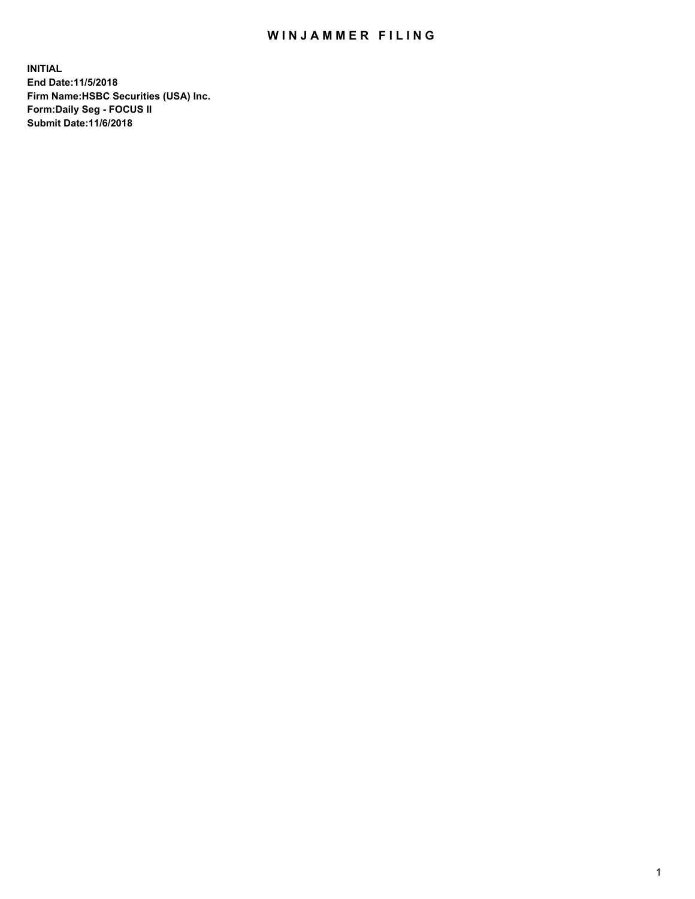# WINJAMMER FILING

**INITIAL**
**End Date:11/5/2018**
**Firm Name:HSBC Securities (USA) Inc.**
**Form:Daily Seg - FOCUS II**
**Submit Date:11/6/2018**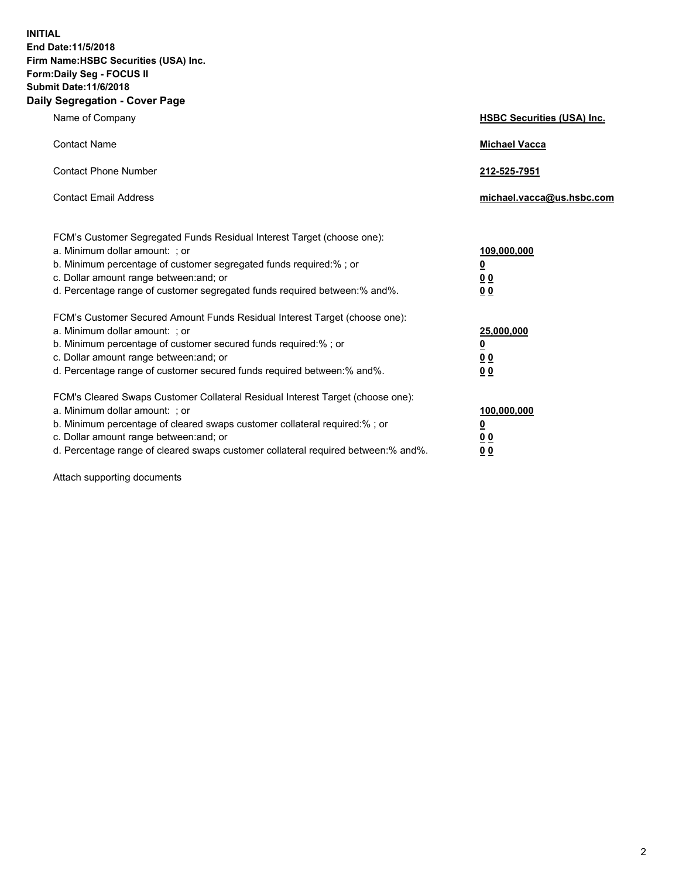**INITIAL**
**End Date:11/5/2018**
**Firm Name:HSBC Securities (USA) Inc.**
**Form:Daily Seg - FOCUS II**
**Submit Date:11/6/2018**

## Daily Segregation - Cover Page

| | |
|---|---|
| Name of Company | **HSBC Securities (USA) Inc.** |
| Contact Name | **Michael Vacca** |
| Contact Phone Number | **212-525-7951** |
| Contact Email Address | **michael.vacca@us.hsbc.com** |

| | |
|---|---|
| FCM's Customer Segregated Funds Residual Interest Target (choose one): | |
| a. Minimum dollar amount: ; or | **109,000,000** |
| b. Minimum percentage of customer segregated funds required:% ; or | **0** |
| c. Dollar amount range between:and; or | **0 0** |
| d. Percentage range of customer segregated funds required between:% and%. | **0 0** |
| FCM's Customer Secured Amount Funds Residual Interest Target (choose one): | |
| a. Minimum dollar amount: ; or | **25,000,000** |
| b. Minimum percentage of customer secured funds required:% ; or | **0** |
| c. Dollar amount range between:and; or | **0 0** |
| d. Percentage range of customer secured funds required between:% and%. | **0 0** |
| FCM's Cleared Swaps Customer Collateral Residual Interest Target (choose one): | |
| a. Minimum dollar amount: ; or | **100,000,000** |
| b. Minimum percentage of cleared swaps customer collateral required:% ; or | **0** |
| c. Dollar amount range between:and; or | **0 0** |
| d. Percentage range of cleared swaps customer collateral required between:% and%. | **0 0** |

Attach supporting documents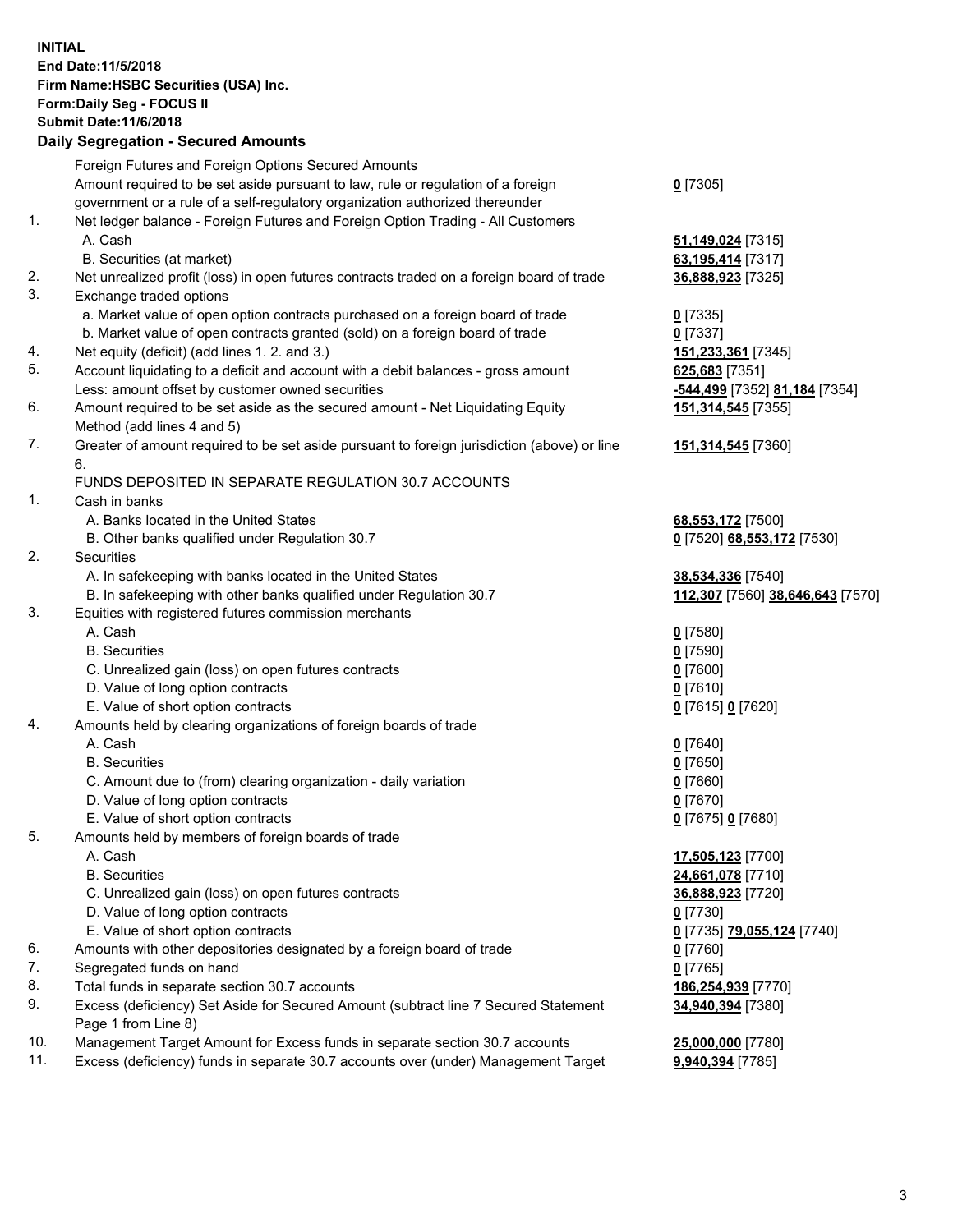**INITIAL**
**End Date:11/5/2018**
**Firm Name:HSBC Securities (USA) Inc.**
**Form:Daily Seg - FOCUS II**
**Submit Date:11/6/2018**

**Daily Segregation - Secured Amounts**

| | | |
|---|---|---|
| | Foreign Futures and Foreign Options Secured Amounts | |
| | Amount required to be set aside pursuant to law, rule or regulation of a foreign government or a rule of a self-regulatory organization authorized thereunder | **0** [7305] |
| 1. | Net ledger balance - Foreign Futures and Foreign Option Trading - All Customers | |
| | A. Cash | **51,149,024** [7315] |
| | B. Securities (at market) | **63,195,414** [7317] |
| 2. | Net unrealized profit (loss) in open futures contracts traded on a foreign board of trade | **36,888,923** [7325] |
| 3. | Exchange traded options | |
| | a. Market value of open option contracts purchased on a foreign board of trade | **0** [7335] |
| | b. Market value of open contracts granted (sold) on a foreign board of trade | **0** [7337] |
| 4. | Net equity (deficit) (add lines 1. 2. and 3.) | **151,233,361** [7345] |
| 5. | Account liquidating to a deficit and account with a debit balances - gross amount | **625,683** [7351] |
| | Less: amount offset by customer owned securities | **-544,499** [7352] **81,184** [7354] |
| 6. | Amount required to be set aside as the secured amount - Net Liquidating Equity Method (add lines 4 and 5) | **151,314,545** [7355] |
| 7. | Greater of amount required to be set aside pursuant to foreign jurisdiction (above) or line 6. | **151,314,545** [7360] |
| | FUNDS DEPOSITED IN SEPARATE REGULATION 30.7 ACCOUNTS | |
| 1. | Cash in banks | |
| | A. Banks located in the United States | **68,553,172** [7500] |
| | B. Other banks qualified under Regulation 30.7 | **0** [7520] **68,553,172** [7530] |
| 2. | Securities | |
| | A. In safekeeping with banks located in the United States | **38,534,336** [7540] |
| | B. In safekeeping with other banks qualified under Regulation 30.7 | **112,307** [7560] **38,646,643** [7570] |
| 3. | Equities with registered futures commission merchants | |
| | A. Cash | **0** [7580] |
| | B. Securities | **0** [7590] |
| | C. Unrealized gain (loss) on open futures contracts | **0** [7600] |
| | D. Value of long option contracts | **0** [7610] |
| | E. Value of short option contracts | **0** [7615] **0** [7620] |
| 4. | Amounts held by clearing organizations of foreign boards of trade | |
| | A. Cash | **0** [7640] |
| | B. Securities | **0** [7650] |
| | C. Amount due to (from) clearing organization - daily variation | **0** [7660] |
| | D. Value of long option contracts | **0** [7670] |
| | E. Value of short option contracts | **0** [7675] **0** [7680] |
| 5. | Amounts held by members of foreign boards of trade | |
| | A. Cash | **17,505,123** [7700] |
| | B. Securities | **24,661,078** [7710] |
| | C. Unrealized gain (loss) on open futures contracts | **36,888,923** [7720] |
| | D. Value of long option contracts | **0** [7730] |
| | E. Value of short option contracts | **0** [7735] **79,055,124** [7740] |
| 6. | Amounts with other depositories designated by a foreign board of trade | **0** [7760] |
| 7. | Segregated funds on hand | **0** [7765] |
| 8. | Total funds in separate section 30.7 accounts | **186,254,939** [7770] |
| 9. | Excess (deficiency) Set Aside for Secured Amount (subtract line 7 Secured Statement Page 1 from Line 8) | **34,940,394** [7380] |
| 10. | Management Target Amount for Excess funds in separate section 30.7 accounts | **25,000,000** [7780] |
| 11. | Excess (deficiency) funds in separate 30.7 accounts over (under) Management Target | **9,940,394** [7785] |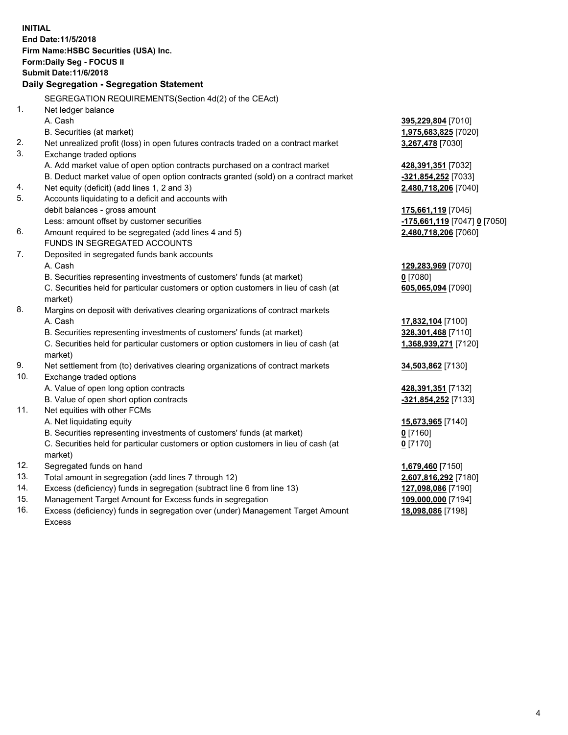**INITIAL**
**End Date:11/5/2018**
**Firm Name:HSBC Securities (USA) Inc.**
**Form:Daily Seg - FOCUS II**
**Submit Date:11/6/2018**

## Daily Segregation - Segregation Statement

SEGREGATION REQUIREMENTS(Section 4d(2) of the CEAct)

| | | |
|---|---|---|
| 1. | Net ledger balance | |
| | A. Cash | **395,229,804** [7010] |
| | B. Securities (at market) | **1,975,683,825** [7020] |
| 2. | Net unrealized profit (loss) in open futures contracts traded on a contract market | **3,267,478** [7030] |
| 3. | Exchange traded options | |
| | A. Add market value of open option contracts purchased on a contract market | **428,391,351** [7032] |
| | B. Deduct market value of open option contracts granted (sold) on a contract market | **-321,854,252** [7033] |
| 4. | Net equity (deficit) (add lines 1, 2 and 3) | **2,480,718,206** [7040] |
| 5. | Accounts liquidating to a deficit and accounts with debit balances - gross amount | **175,661,119** [7045] |
| | Less: amount offset by customer securities | **-175,661,119** [7047] **0** [7050] |
| 6. | Amount required to be segregated (add lines 4 and 5) | **2,480,718,206** [7060] |
| | FUNDS IN SEGREGATED ACCOUNTS | |
| 7. | Deposited in segregated funds bank accounts | |
| | A. Cash | **129,283,969** [7070] |
| | B. Securities representing investments of customers' funds (at market) | **0** [7080] |
| | C. Securities held for particular customers or option customers in lieu of cash (at market) | **605,065,094** [7090] |
| 8. | Margins on deposit with derivatives clearing organizations of contract markets | |
| | A. Cash | **17,832,104** [7100] |
| | B. Securities representing investments of customers' funds (at market) | **328,301,468** [7110] |
| | C. Securities held for particular customers or option customers in lieu of cash (at market) | **1,368,939,271** [7120] |
| 9. | Net settlement from (to) derivatives clearing organizations of contract markets | **34,503,862** [7130] |
| 10. | Exchange traded options | |
| | A. Value of open long option contracts | **428,391,351** [7132] |
| | B. Value of open short option contracts | **-321,854,252** [7133] |
| 11. | Net equities with other FCMs | |
| | A. Net liquidating equity | **15,673,965** [7140] |
| | B. Securities representing investments of customers' funds (at market) | **0** [7160] |
| | C. Securities held for particular customers or option customers in lieu of cash (at market) | **0** [7170] |
| 12. | Segregated funds on hand | **1,679,460** [7150] |
| 13. | Total amount in segregation (add lines 7 through 12) | **2,607,816,292** [7180] |
| 14. | Excess (deficiency) funds in segregation (subtract line 6 from line 13) | **127,098,086** [7190] |
| 15. | Management Target Amount for Excess funds in segregation | **109,000,000** [7194] |
| 16. | Excess (deficiency) funds in segregation over (under) Management Target Amount Excess | **18,098,086** [7198] |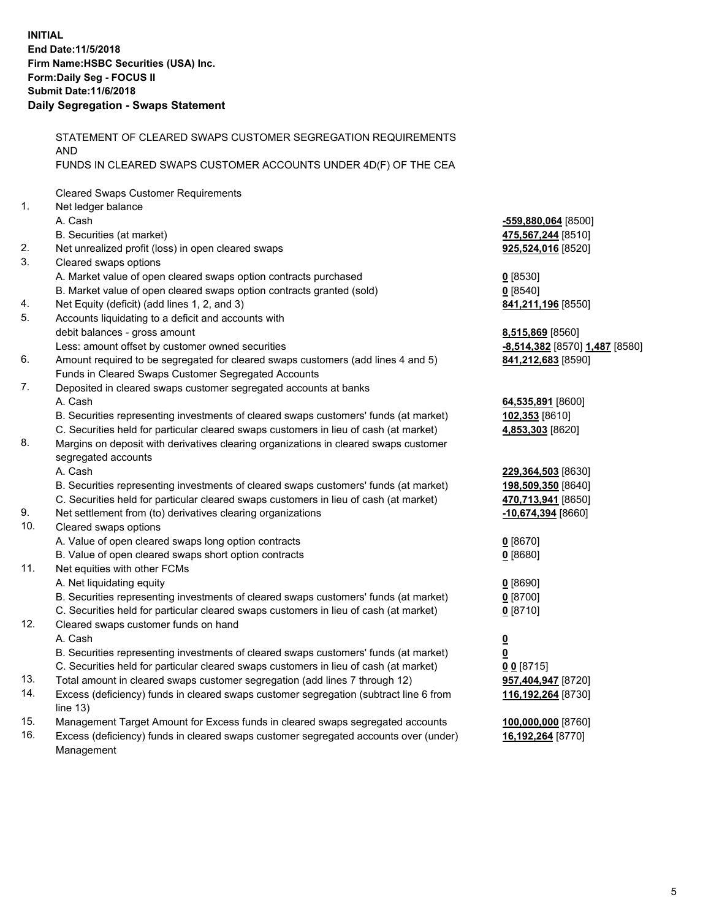**INITIAL**
**End Date:11/5/2018**
**Firm Name:HSBC Securities (USA) Inc.**
**Form:Daily Seg - FOCUS II**
**Submit Date:11/6/2018**
**Daily Segregation - Swaps Statement**

STATEMENT OF CLEARED SWAPS CUSTOMER SEGREGATION REQUIREMENTS AND FUNDS IN CLEARED SWAPS CUSTOMER ACCOUNTS UNDER 4D(F) OF THE CEA

| | | |
|---|---|---|
| | Cleared Swaps Customer Requirements | |
| 1. | Net ledger balance | |
| | A. Cash | **-559,880,064** [8500] |
| | B. Securities (at market) | **475,567,244** [8510] |
| 2. | Net unrealized profit (loss) in open cleared swaps | **925,524,016** [8520] |
| 3. | Cleared swaps options | |
| | A. Market value of open cleared swaps option contracts purchased | **0** [8530] |
| | B. Market value of open cleared swaps option contracts granted (sold) | **0** [8540] |
| 4. | Net Equity (deficit) (add lines 1, 2, and 3) | **841,211,196** [8550] |
| 5. | Accounts liquidating to a deficit and accounts with | |
| | debit balances - gross amount | **8,515,869** [8560] |
| | Less: amount offset by customer owned securities | **-8,514,382** [8570] **1,487** [8580] |
| 6. | Amount required to be segregated for cleared swaps customers (add lines 4 and 5) | **841,212,683** [8590] |
| | Funds in Cleared Swaps Customer Segregated Accounts | |
| 7. | Deposited in cleared swaps customer segregated accounts at banks | |
| | A. Cash | **64,535,891** [8600] |
| | B. Securities representing investments of cleared swaps customers' funds (at market) | **102,353** [8610] |
| | C. Securities held for particular cleared swaps customers in lieu of cash (at market) | **4,853,303** [8620] |
| 8. | Margins on deposit with derivatives clearing organizations in cleared swaps customer segregated accounts | |
| | A. Cash | **229,364,503** [8630] |
| | B. Securities representing investments of cleared swaps customers' funds (at market) | **198,509,350** [8640] |
| | C. Securities held for particular cleared swaps customers in lieu of cash (at market) | **470,713,941** [8650] |
| 9. | Net settlement from (to) derivatives clearing organizations | **-10,674,394** [8660] |
| 10. | Cleared swaps options | |
| | A. Value of open cleared swaps long option contracts | **0** [8670] |
| | B. Value of open cleared swaps short option contracts | **0** [8680] |
| 11. | Net equities with other FCMs | |
| | A. Net liquidating equity | **0** [8690] |
| | B. Securities representing investments of cleared swaps customers' funds (at market) | **0** [8700] |
| | C. Securities held for particular cleared swaps customers in lieu of cash (at market) | **0** [8710] |
| 12. | Cleared swaps customer funds on hand | |
| | A. Cash | **0** |
| | B. Securities representing investments of cleared swaps customers' funds (at market) | **0** |
| | C. Securities held for particular cleared swaps customers in lieu of cash (at market) | **0** **0** [8715] |
| 13. | Total amount in cleared swaps customer segregation (add lines 7 through 12) | **957,404,947** [8720] |
| 14. | Excess (deficiency) funds in cleared swaps customer segregation (subtract line 6 from line 13) | **116,192,264** [8730] |
| 15. | Management Target Amount for Excess funds in cleared swaps segregated accounts | **100,000,000** [8760] |
| 16. | Excess (deficiency) funds in cleared swaps customer segregated accounts over (under) Management | **16,192,264** [8770] |